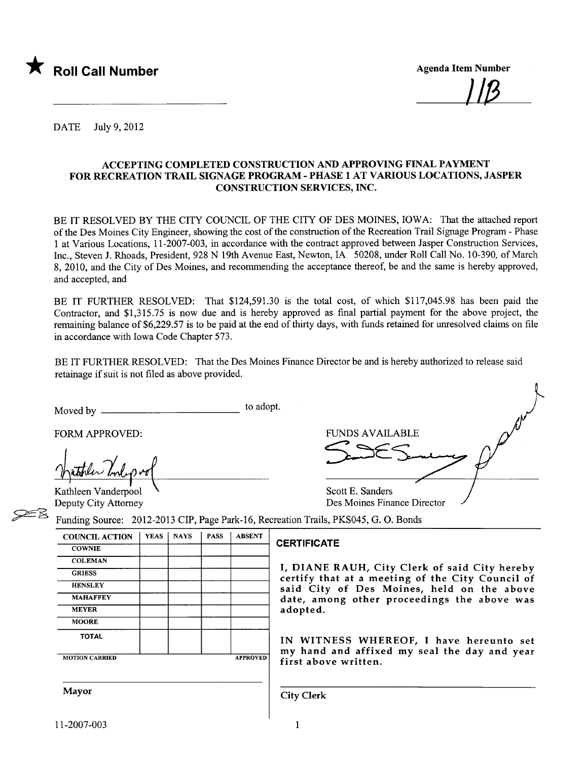★ **Roll Call Number**

**Agenda Item Number**

11B

DATE July 9, 2012

## ACCEPTING COMPLETED CONSTRUCTION AND APPROVING FINAL PAYMENT FOR RECREATION TRAIL SIGNAGE PROGRAM - PHASE 1 AT VARIOUS LOCATIONS, JASPER CONSTRUCTION SERVICES, INC.

BE IT RESOLVED BY THE CITY COUNCIL OF THE CITY OF DES MOINES, IOWA: That the attached report of the Des Moines City Engineer, showing the cost of the construction of the Recreation Trail Signage Program - Phase 1 at Various Locations, 11-2007-003, in accordance with the contract approved between Jasper Construction Services, Inc., Steven J. Rhoads, President, 928 N 19th Avenue East, Newton, IA 50208, under Roll Call No. 10-390, of March 8, 2010, and the City of Des Moines, and recommending the acceptance thereof, be and the same is hereby approved, and accepted, and

BE IT FURTHER RESOLVED: That $124,591.30 is the total cost, of which $117,045.98 has been paid the Contractor, and $1,315.75 is now due and is hereby approved as final partial payment for the above project, the remaining balance of $6,229.57 is to be paid at the end of thirty days, with funds retained for unresolved claims on file in accordance with Iowa Code Chapter 573.

BE IT FURTHER RESOLVED: That the Des Moines Finance Director be and is hereby authorized to release said retainage if suit is not filed as above provided.

Moved by ____________________ to adopt.

FORM APPROVED:

Kathleen Vanderpool
Deputy City Attorney

FUNDS AVAILABLE

Scott E. Sanders
Des Moines Finance Director

Funding Source: 2012-2013 CIP, Page Park-16, Recreation Trails, PKS045, G. O. Bonds

| COUNCIL ACTION | YEAS | NAYS | PASS | ABSENT |
|---|---|---|---|---|
| COWNIE | | | | |
| COLEMAN | | | | |
| GRIESS | | | | |
| HENSLEY | | | | |
| MAHAFFEY | | | | |
| MEYER | | | | |
| MOORE | | | | |
| TOTAL | | | | |

MOTION CARRIED APPROVED

Mayor

**CERTIFICATE**

I, DIANE RAUH, City Clerk of said City hereby certify that at a meeting of the City Council of said City of Des Moines, held on the above date, among other proceedings the above was adopted.

IN WITNESS WHEREOF, I have hereunto set my hand and affixed my seal the day and year first above written.

City Clerk

11-2007-003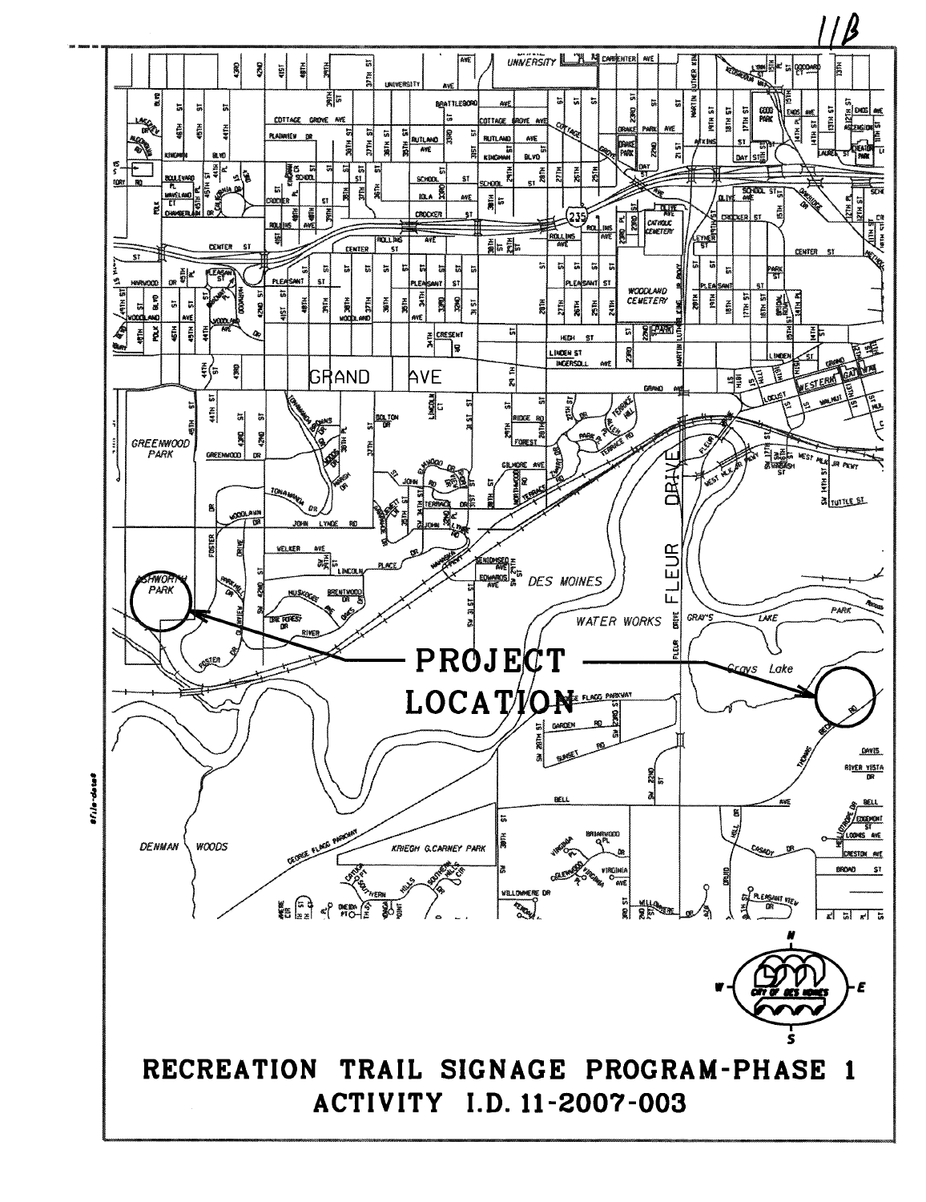11B

PROJECT LOCATION

# RECREATION TRAIL SIGNAGE PROGRAM-PHASE 1

## ACTIVITY I.D. 11-2007-003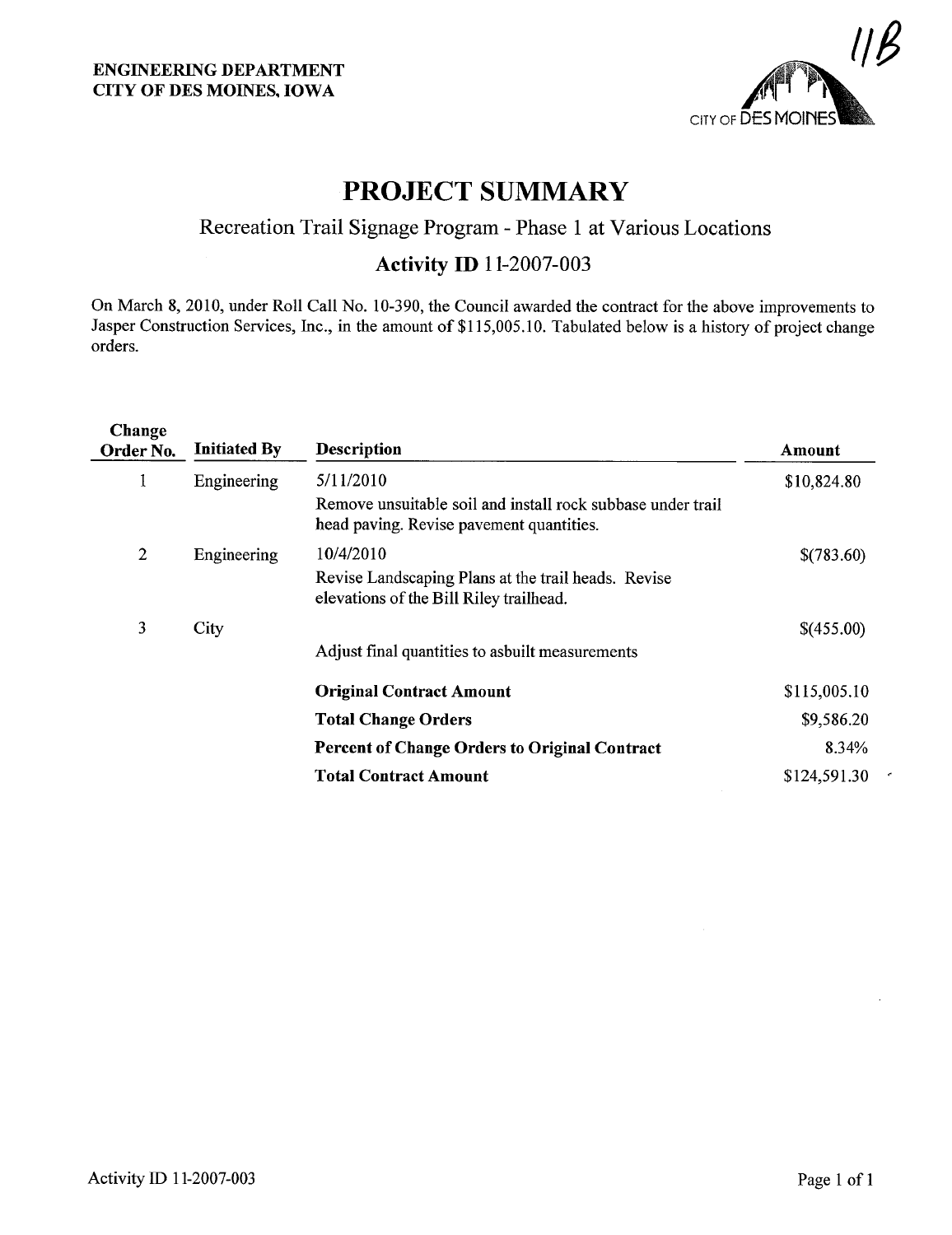ENGINEERING DEPARTMENT
CITY OF DES MOINES, IOWA

11B

# PROJECT SUMMARY

## Recreation Trail Signage Program - Phase 1 at Various Locations

### Activity ID 11-2007-003

On March 8, 2010, under Roll Call No. 10-390, the Council awarded the contract for the above improvements to Jasper Construction Services, Inc., in the amount of $115,005.10. Tabulated below is a history of project change orders.

| Change Order No. | Initiated By | Description | Amount |
|---|---|---|---|
| 1 | Engineering | 5/11/2010<br>Remove unsuitable soil and install rock subbase under trail head paving. Revise pavement quantities. | $10,824.80 |
| 2 | Engineering | 10/4/2010<br>Revise Landscaping Plans at the trail heads. Revise elevations of the Bill Riley trailhead. | $(783.60) |
| 3 | City | Adjust final quantities to asbuilt measurements | $(455.00) |
| | | **Original Contract Amount** | $115,005.10 |
| | | **Total Change Orders** | $9,586.20 |
| | | **Percent of Change Orders to Original Contract** | 8.34% |
| | | **Total Contract Amount** | $124,591.30 |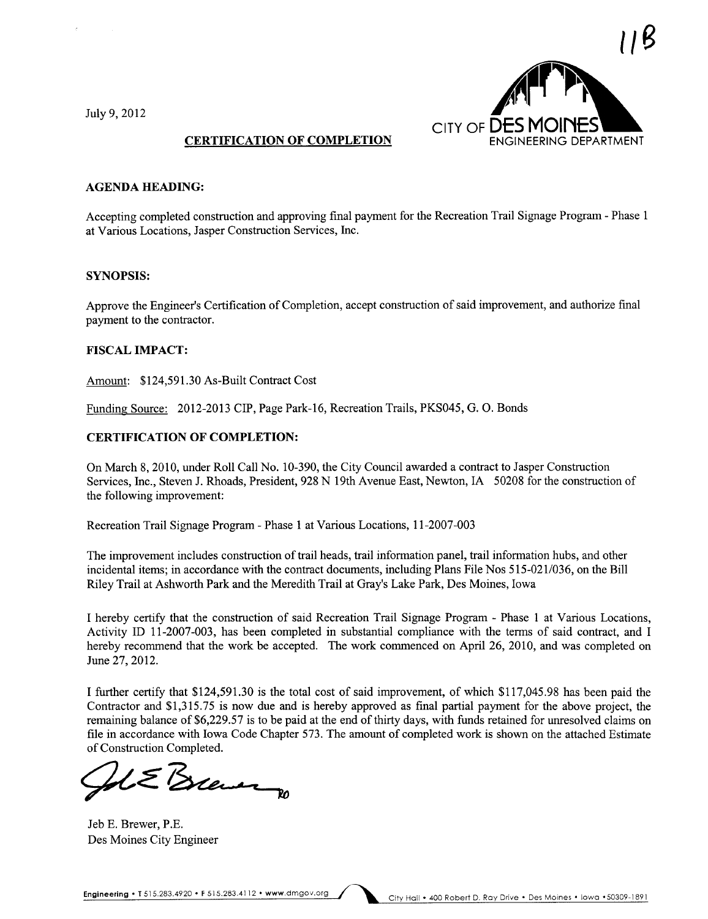11B

July 9, 2012

CITY OF DES MOINES
ENGINEERING DEPARTMENT

**CERTIFICATION OF COMPLETION**

**AGENDA HEADING:**

Accepting completed construction and approving final payment for the Recreation Trail Signage Program - Phase 1 at Various Locations, Jasper Construction Services, Inc.

**SYNOPSIS:**

Approve the Engineer's Certification of Completion, accept construction of said improvement, and authorize final payment to the contractor.

**FISCAL IMPACT:**

Amount: $124,591.30 As-Built Contract Cost

Funding Source: 2012-2013 CIP, Page Park-16, Recreation Trails, PKS045, G. O. Bonds

**CERTIFICATION OF COMPLETION:**

On March 8, 2010, under Roll Call No. 10-390, the City Council awarded a contract to Jasper Construction Services, Inc., Steven J. Rhoads, President, 928 N 19th Avenue East, Newton, IA 50208 for the construction of the following improvement:

Recreation Trail Signage Program - Phase 1 at Various Locations, 11-2007-003

The improvement includes construction of trail heads, trail information panel, trail information hubs, and other incidental items; in accordance with the contract documents, including Plans File Nos 515-021/036, on the Bill Riley Trail at Ashworth Park and the Meredith Trail at Gray's Lake Park, Des Moines, Iowa

I hereby certify that the construction of said Recreation Trail Signage Program - Phase 1 at Various Locations, Activity ID 11-2007-003, has been completed in substantial compliance with the terms of said contract, and I hereby recommend that the work be accepted. The work commenced on April 26, 2010, and was completed on June 27, 2012.

I further certify that $124,591.30 is the total cost of said improvement, of which $117,045.98 has been paid the Contractor and $1,315.75 is now due and is hereby approved as final partial payment for the above project, the remaining balance of $6,229.57 is to be paid at the end of thirty days, with funds retained for unresolved claims on file in accordance with Iowa Code Chapter 573. The amount of completed work is shown on the attached Estimate of Construction Completed.

Jeb E. Brewer, P.E.
Des Moines City Engineer

Engineering • T 515.283.4920 • F 515.283.4112 • www.dmgov.org City Hall • 400 Robert D. Ray Drive • Des Moines • Iowa • 50309-1891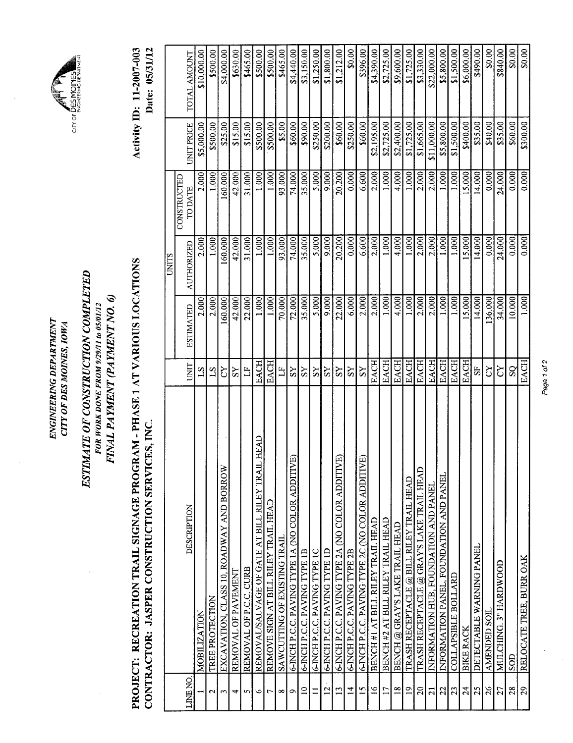*ENGINEERING DEPARTMENT*
*CITY OF DES MOINES, IOWA*

## *ESTIMATE OF CONSTRUCTION COMPLETED*

*FOR WORK DONE FROM 9/29/11 to 05/01/12*

*FINAL PAYMENT (PAYMENT NO. 6)*

**PROJECT: RECREATION TRAIL SIGNAGE PROGRAM - PHASE 1 AT VARIOUS LOCATIONS** — **Activity ID: 11-2007-003**

**CONTRACTOR: JASPER CONSTRUCTION SERVICES, INC.** — **Date: 05/31/12**

| LINE NO. | DESCRIPTION | UNIT | UNITS | | | UNIT PRICE | TOTAL AMOUNT |
|---|---|---|---|---|---|---|---|
| | | | ESTIMATED | AUTHORIZED | CONSTRUCTED TO DATE | | |
| 1 | MOBILIZATION | LS | 2.000 | 2.000 | 2.000 | $5,000.00 | $10,000.00 |
| 2 | TREE PROTECTION | LS | 2.000 | 1.000 | 1.000 | $500.00 | $500.00 |
| 3 | EXCAVATION, CLASS 10, ROADWAY AND BORROW | CY | 160.000 | 160.000 | 160.000 | $25.00 | $4,000.00 |
| 4 | REMOVAL OF PAVEMENT | SY | 42.000 | 42.000 | 42.000 | $15.00 | $630.00 |
| 5 | REMOVAL OF P.C.C. CURB | LF | 22.000 | 31.000 | 31.000 | $15.00 | $465.00 |
| 6 | REMOVAL/SALVAGE OF GATE AT BILL RILEY TRAIL HEAD | EACH | 1.000 | 1.000 | 1.000 | $500.00 | $500.00 |
| 7 | REMOVE SIGN AT BILL RILEY TRAIL HEAD | EACH | 1.000 | 1.000 | 1.000 | $500.00 | $500.00 |
| 8 | SAWCUTTING OF EXISTING TRAIL | LF | 70.000 | 93.000 | 93.000 | $5.00 | $465.00 |
| 9 | 6-INCH P.C.C. PAVING TYPE 1A (NO COLOR ADDITIVE) | SY | 72.000 | 74.000 | 74.000 | $60.00 | $4,440.00 |
| 10 | 6-INCH P.C.C. PAVING TYPE 1B | SY | 35.000 | 35.000 | 35.000 | $90.00 | $3,150.00 |
| 11 | 6-INCH P.C.C. PAVING TYPE 1C | SY | 5.000 | 5.000 | 5.000 | $250.00 | $1,250.00 |
| 12 | 6-INCH P.C.C. PAVING TYPE 1D | SY | 9.000 | 9.000 | 9.000 | $200.00 | $1,800.00 |
| 13 | 6-INCH P.C.C. PAVING TYPE 2A (NO COLOR ADDITIVE) | SY | 22.000 | 20.200 | 20.200 | $60.00 | $1,212.00 |
| 14 | 6-INCH P.C.C. PAVING TYPE 2B | SY | 6.000 | 0.000 | 0.000 | $250.00 | $0.00 |
| 15 | 6-INCH P.C.C. PAVING TYPE 2C (NO COLOR ADDITIVE) | SY | 2.000 | 6.600 | 6.600 | $60.00 | $396.00 |
| 16 | BENCH #1 AT BILL RILEY TRAIL HEAD | EACH | 2.000 | 2.000 | 2.000 | $2,195.00 | $4,390.00 |
| 17 | BENCH #2 AT BILL RILEY TRAIL HEAD | EACH | 1.000 | 1.000 | 1.000 | $2,725.00 | $2,725.00 |
| 18 | BENCH @ GRAY'S LAKE TRAIL HEAD | EACH | 4.000 | 4.000 | 4.000 | $2,400.00 | $9,600.00 |
| 19 | TRASH RECEPTACLE @ BILL RILEY TRAIL HEAD | EACH | 1.000 | 1.000 | 1.000 | $1,725.00 | $1,725.00 |
| 20 | TRASH RECEPTACLE @ GRAY'S LAKE TRAIL HEAD | EACH | 2.000 | 2.000 | 2.000 | $1,665.00 | $3,330.00 |
| 21 | INFORMATION HUB, FOUNDATION AND PANEL | EACH | 2.000 | 2.000 | 2.000 | $11,000.00 | $22,000.00 |
| 22 | INFORMATION PANEL, FOUNDATION AND PANEL | EACH | 1.000 | 1.000 | 1.000 | $5,800.00 | $5,800.00 |
| 23 | COLLAPSIBLE BOLLARD | EACH | 1.000 | 1.000 | 1.000 | $1,500.00 | $1,500.00 |
| 24 | BIKE RACK | EACH | 15.000 | 15.000 | 15.000 | $400.00 | $6,000.00 |
| 25 | DETECTABLE WARNING PANEL | SF | 14.000 | 14.000 | 14.000 | $35.00 | $490.00 |
| 26 | AMENDED SOIL | CY | 136.000 | 0.000 | 0.000 | $40.00 | $0.00 |
| 27 | MULCHING, 3" HARDWOOD | CY | 34.000 | 24.000 | 24.000 | $35.00 | $840.00 |
| 28 | SOD | SQ | 10.000 | 0.000 | 0.000 | $60.00 | $0.00 |
| 29 | RELOCATE TREE, BURR OAK | EACH | 1.000 | 0.000 | 0.000 | $300.00 | $0.00 |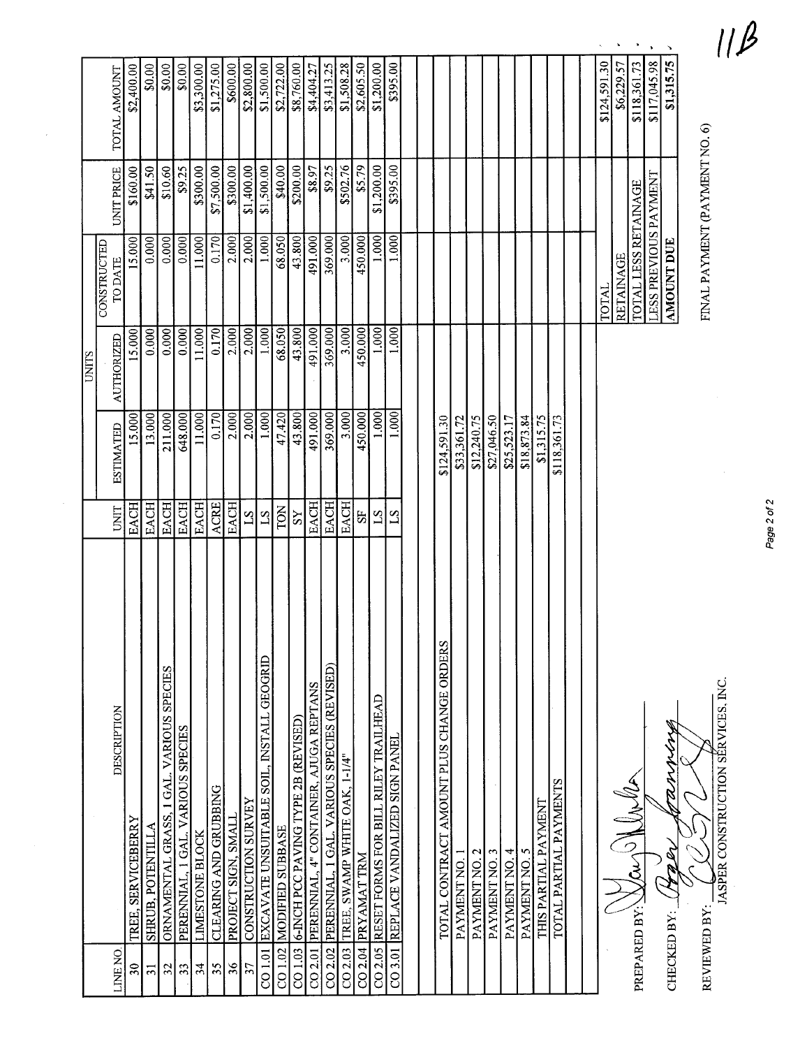| LINE NO | DESCRIPTION | UNIT | UNITS | | | UNIT PRICE | TOTAL AMOUNT |
|---|---|---|---|---|---|---|---|
| | | | ESTIMATED | AUTHORIZED | CONSTRUCTED TO DATE | | |
| 30 | TREE, SERVICEBERRY | EACH | 15.000 | 15.000 | 15.000 | $160.00 | $2,400.00 |
| 31 | SHRUB, POTENTILLA | EACH | 13.000 | 0.000 | 0.000 | $41.50 | $0.00 |
| 32 | ORNAMENTAL GRASS, 1 GAL. VARIOUS SPECIES | EACH | 211.000 | 0.000 | 0.000 | $10.60 | $0.00 |
| 33 | PERENNIAL, 1 GAL. VARIOUS SPECIES | EACH | 648.000 | 0.000 | 0.000 | $9.25 | $0.00 |
| 34 | LIMESTONE BLOCK | EACH | 11.000 | 11.000 | 11.000 | $300.00 | $3,300.00 |
| 35 | CLEARING AND GRUBBING | ACRE | 0.170 | 0.170 | 0.170 | $7,500.00 | $1,275.00 |
| 36 | PROJECT SIGN, SMALL | EACH | 2.000 | 2.000 | 2.000 | $300.00 | $600.00 |
| 37 | CONSTRUCTION SURVEY | LS | 2.000 | 2.000 | 2.000 | $1,400.00 | $2,800.00 |
| CO 1.01 | EXCAVATE UNSUITABLE SOIL, INSTALL GEOGRID | LS | 1.000 | 1.000 | 1.000 | $1,500.00 | $1,500.00 |
| CO 1.02 | MODIFIED SUBBASE | TON | 47.420 | 68.050 | 68.050 | $40.00 | $2,722.00 |
| CO 1.03 | 6-INCH PCC PAVING TYPE 2B (REVISED) | SY | 43.800 | 43.800 | 43.800 | $200.00 | $8,760.00 |
| CO 2.01 | PERENNIAL, 4" CONTAINER, AJUGA REPTANS | EACH | 491.000 | 491.000 | 491.000 | $8.97 | $4,404.27 |
| CO 2.02 | PERENNIAL, 1 GAL. VARIOUS SPECIES (REVISED) | EACH | 369.000 | 369.000 | 369.000 | $9.25 | $3,413.25 |
| CO 2.03 | TREE, SWAMP WHITE OAK, 1-1/4" | EACH | 3.000 | 3.000 | 3.000 | $502.76 | $1,508.28 |
| CO 2.04 | PRYAMAT TRM | SF | 450.000 | 450.000 | 450.000 | $5.79 | $2,605.50 |
| CO 2.05 | RESET FORMS FOR BILL RILEY TRAILHEAD | LS | 1.000 | 1.000 | 1.000 | $1,200.00 | $1,200.00 |
| CO 3.01 | REPLACE VANDALIZED SIGN PANEL | LS | 1.000 | 1.000 | 1.000 | $395.00 | $395.00 |
| | | | | | | | |
| | TOTAL CONTRACT AMOUNT PLUS CHANGE ORDERS | | $124,591.30 | | | | |
| | PAYMENT NO. 1 | | $33,361.72 | | | | |
| | PAYMENT NO. 2 | | $12,240.75 | | | | |
| | PAYMENT NO. 3 | | $27,046.50 | | | | |
| | PAYMENT NO. 4 | | $25,523.17 | | | | |
| | PAYMENT NO. 5 | | $18,873.84 | | | | |
| | THIS PARTIAL PAYMENT | | $1,315.75 | | | | |
| | TOTAL PARTIAL PAYMENTS | | $118,361.73 | | | | |
| | | | | | TOTAL | | $124,591.30 |
| | | | | | RETAINAGE | | $6,229.57 |
| | | | | | TOTAL LESS RETAINAGE | | $118,361.73 |
| | | | | | LESS PREVIOUS PAYMENT | | $117,045.98 |
| | | | | | **AMOUNT DUE** | | **$1,315.75** |

FINAL PAYMENT (PAYMENT NO. 6)

PREPARED BY: [signature]

CHECKED BY: Roger Ganning [signature]

REVIEWED BY: [signature]
JASPER CONSTRUCTION SERVICES, INC.

11B